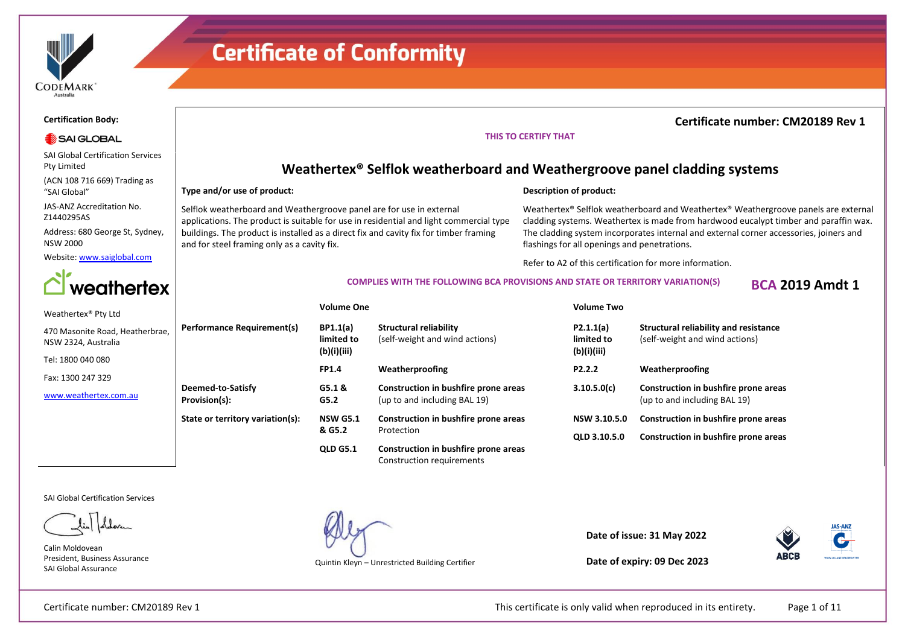# Certificate of Conformity

**Certification Body:**

SAI GLOBAL

SAI Global Certification Services Pty Limited

(ACN 108 716 669) Trading as "SAI Global"

JAS-ANZ Accreditation No. Z1440295AS

Address: 680 George St, Sydney, NSW 2000

Website: www.saiglobal.com

weathertex

Weathertex® Pty Ltd

470 Masonite Road, Heatherbrae, NSW 2324, Australia

Tel: 1800 040 080

Fax: 1300 247 329

www.weathertex.com.au

**Certificate number: CM20189 Rev 1**

THIS TO CERTIFY THAT

## Weathertex® Selflok weatherboard and Weathergroove panel cladding systems

**Type and/or use of product:**

Selflok weatherboard and Weathergroove panel are for use in external applications. The product is suitable for use in residential and light commercial type buildings. The product is installed as a direct fix and cavity fix for timber framing and for steel framing only as a cavity fix.

**Description of product:**

Weathertex® Selflok weatherboard and Weathertex® Weathergroove panels are external cladding systems. Weathertex is made from hardwood eucalypt timber and paraffin wax. The cladding system incorporates internal and external corner accessories, joiners and flashings for all openings and penetrations.

Refer to A2 of this certification for more information.

COMPLIES WITH THE FOLLOWING BCA PROVISIONS AND STATE OR TERRITORY VARIATION(S) **BCA 2019 Amdt 1**

| | Volume One | | Volume Two | |
|---|---|---|---|---|
| **Performance Requirement(s)** | **BP1.1(a) limited to (b)(i)(iii)** | **Structural reliability** (self-weight and wind actions) | **P2.1.1(a) limited to (b)(i)(iii)** | **Structural reliability and resistance** (self-weight and wind actions) |
| | **FP1.4** | **Weatherproofing** | **P2.2.2** | **Weatherproofing** |
| **Deemed-to-Satisfy Provision(s):** | **G5.1 & G5.2** | **Construction in bushfire prone areas** (up to and including BAL 19) | **3.10.5.0(c)** | **Construction in bushfire prone areas** (up to and including BAL 19) |
| **State or territory variation(s):** | **NSW G5.1 & G5.2** | **Construction in bushfire prone areas** Protection | **NSW 3.10.5.0** | **Construction in bushfire prone areas** |
| | **QLD G5.1** | **Construction in bushfire prone areas** Construction requirements | **QLD 3.10.5.0** | **Construction in bushfire prone areas** |

SAI Global Certification Services

Calin Moldovean
President, Business Assurance
SAI Global Assurance

Quintin Kleyn – Unrestricted Building Certifier

**Date of issue: 31 May 2022**

**Date of expiry: 09 Dec 2023**

This certificate is only valid when reproduced in its entirety.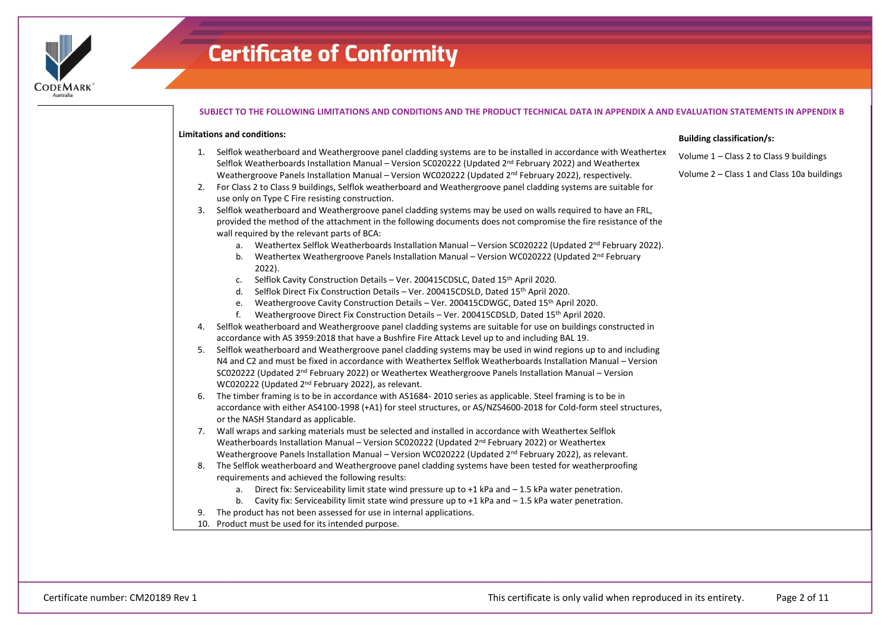# Certificate of Conformity

**SUBJECT TO THE FOLLOWING LIMITATIONS AND CONDITIONS AND THE PRODUCT TECHNICAL DATA IN APPENDIX A AND EVALUATION STATEMENTS IN APPENDIX B**

**Limitations and conditions:**

1. Selflok weatherboard and Weathergroove panel cladding systems are to be installed in accordance with Weathertex Selflok Weatherboards Installation Manual – Version SC020222 (Updated 2nd February 2022) and Weathertex Weathergroove Panels Installation Manual – Version WC020222 (Updated 2nd February 2022), respectively.
2. For Class 2 to Class 9 buildings, Selflok weatherboard and Weathergroove panel cladding systems are suitable for use only on Type C Fire resisting construction.
3. Selflok weatherboard and Weathergroove panel cladding systems may be used on walls required to have an FRL, provided the method of the attachment in the following documents does not compromise the fire resistance of the wall required by the relevant parts of BCA:
   a. Weathertex Selflok Weatherboards Installation Manual – Version SC020222 (Updated 2nd February 2022).
   b. Weathertex Weathergroove Panels Installation Manual – Version WC020222 (Updated 2nd February 2022).
   c. Selflok Cavity Construction Details – Ver. 200415CDSLC, Dated 15th April 2020.
   d. Selflok Direct Fix Construction Details – Ver. 200415CDSLD, Dated 15th April 2020.
   e. Weathergroove Cavity Construction Details – Ver. 200415CDWGC, Dated 15th April 2020.
   f. Weathergroove Direct Fix Construction Details – Ver. 200415CDSLD, Dated 15th April 2020.
4. Selflok weatherboard and Weathergroove panel cladding systems are suitable for use on buildings constructed in accordance with AS 3959:2018 that have a Bushfire Fire Attack Level up to and including BAL 19.
5. Selflok weatherboard and Weathergroove panel cladding systems may be used in wind regions up to and including N4 and C2 and must be fixed in accordance with Weathertex Selflok Weatherboards Installation Manual – Version SC020222 (Updated 2nd February 2022) or Weathertex Weathergroove Panels Installation Manual – Version WC020222 (Updated 2nd February 2022), as relevant.
6. The timber framing is to be in accordance with AS1684- 2010 series as applicable. Steel framing is to be in accordance with either AS4100-1998 (+A1) for steel structures, or AS/NZS4600-2018 for Cold-form steel structures, or the NASH Standard as applicable.
7. Wall wraps and sarking materials must be selected and installed in accordance with Weathertex Selflok Weatherboards Installation Manual – Version SC020222 (Updated 2nd February 2022) or Weathertex Weathergroove Panels Installation Manual – Version WC020222 (Updated 2nd February 2022), as relevant.
8. The Selflok weatherboard and Weathergroove panel cladding systems have been tested for weatherproofing requirements and achieved the following results:
   a. Direct fix: Serviceability limit state wind pressure up to +1 kPa and – 1.5 kPa water penetration.
   b. Cavity fix: Serviceability limit state wind pressure up to +1 kPa and – 1.5 kPa water penetration.
9. The product has not been assessed for use in internal applications.
10. Product must be used for its intended purpose.

**Building classification/s:**

Volume 1 – Class 2 to Class 9 buildings

Volume 2 – Class 1 and Class 10a buildings

Certificate number: CM20189 Rev 1

This certificate is only valid when reproduced in its entirety.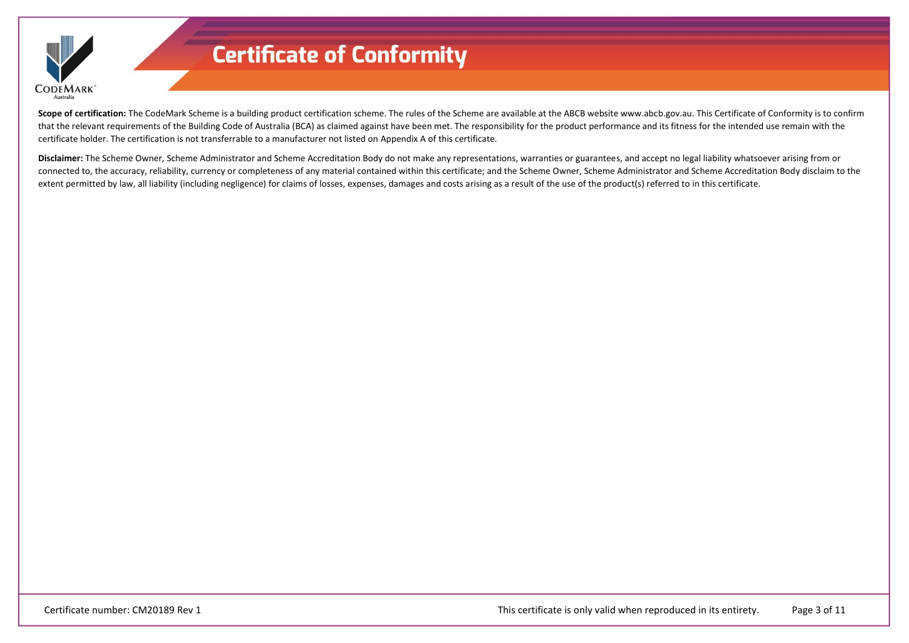# Certificate of Conformity

**Scope of certification:** The CodeMark Scheme is a building product certification scheme. The rules of the Scheme are available at the ABCB website www.abcb.gov.au. This Certificate of Conformity is to confirm that the relevant requirements of the Building Code of Australia (BCA) as claimed against have been met. The responsibility for the product performance and its fitness for the intended use remain with the certificate holder. The certification is not transferrable to a manufacturer not listed on Appendix A of this certificate.

**Disclaimer:** The Scheme Owner, Scheme Administrator and Scheme Accreditation Body do not make any representations, warranties or guarantees, and accept no legal liability whatsoever arising from or connected to, the accuracy, reliability, currency or completeness of any material contained within this certificate; and the Scheme Owner, Scheme Administrator and Scheme Accreditation Body disclaim to the extent permitted by law, all liability (including negligence) for claims of losses, expenses, damages and costs arising as a result of the use of the product(s) referred to in this certificate.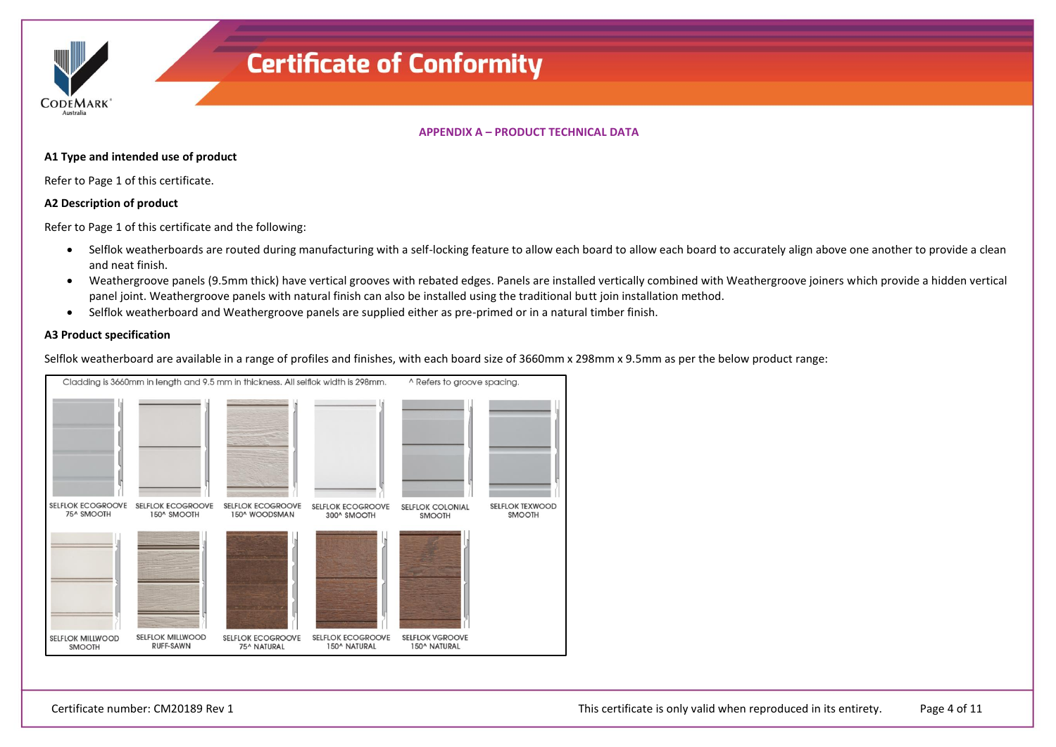# Certificate of Conformity

**APPENDIX A – PRODUCT TECHNICAL DATA**

**A1 Type and intended use of product**

Refer to Page 1 of this certificate.

**A2 Description of product**

Refer to Page 1 of this certificate and the following:

- Selflok weatherboards are routed during manufacturing with a self-locking feature to allow each board to allow each board to accurately align above one another to provide a clean and neat finish.
- Weathergroove panels (9.5mm thick) have vertical grooves with rebated edges. Panels are installed vertically combined with Weathergroove joiners which provide a hidden vertical panel joint. Weathergroove panels with natural finish can also be installed using the traditional butt join installation method.
- Selflok weatherboard and Weathergroove panels are supplied either as pre-primed or in a natural timber finish.

**A3 Product specification**

Selflok weatherboard are available in a range of profiles and finishes, with each board size of 3660mm x 298mm x 9.5mm as per the below product range:

Cladding is 3660mm in length and 9.5 mm in thickness. All selflok width is 298mm. ^ Refers to groove spacing.

SELFLOK ECOGROOVE 75^ SMOOTH

SELFLOK ECOGROOVE 150^ SMOOTH

SELFLOK ECOGROOVE 150^ WOODSMAN

SELFLOK ECOGROOVE 300^ SMOOTH

SELFLOK COLONIAL SMOOTH

SELFLOK TEXWOOD SMOOTH

SELFLOK MILLWOOD SMOOTH

SELFLOK MILLWOOD RUFF-SAWN

SELFLOK ECOGROOVE 75^ NATURAL

SELFLOK ECOGROOVE 150^ NATURAL

SELFLOK VGROOVE 150^ NATURAL

Certificate number: CM20189 Rev 1

This certificate is only valid when reproduced in its entirety.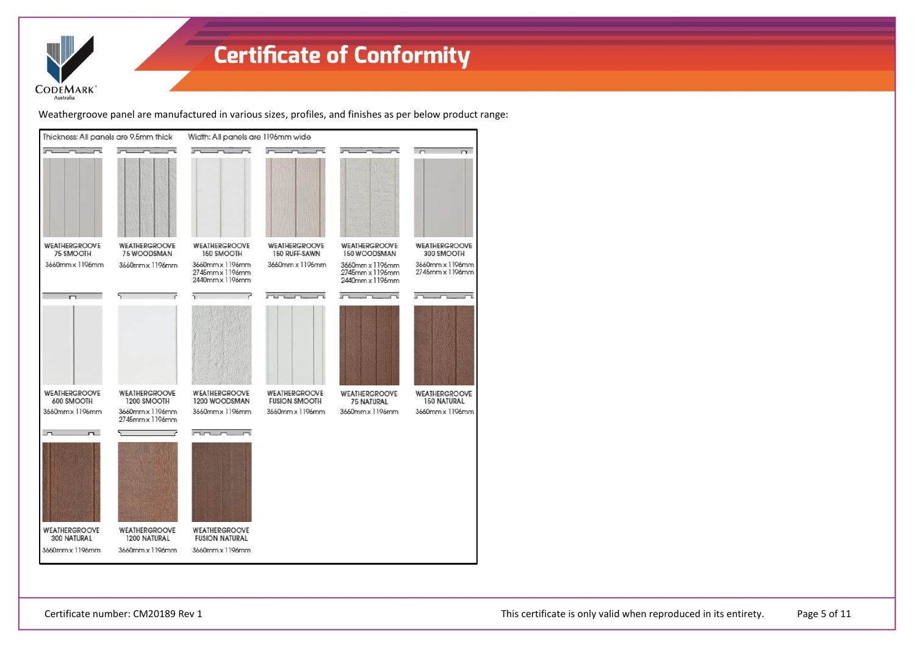# Certificate of Conformity

Weathergroove panel are manufactured in various sizes, profiles, and finishes as per below product range:

Thickness: All panels are 9.5mm thick    Width: All panels are 1196mm wide

| Product | Sizes |
|---|---|
| WEATHERGROOVE 75 SMOOTH | 3660mm x 1196mm |
| WEATHERGROOVE 75 WOODSMAN | 3660mm x 1196mm |
| WEATHERGROOVE 150 SMOOTH | 3660mm x 1196mm<br>2745mm x 1196mm<br>2440mm x 1196mm |
| WEATHERGROOVE 150 RUFF-SAWN | 3660mm x 1196mm |
| WEATHERGROOVE 150 WOODSMAN | 3660mm x 1196mm<br>2745mm x 1196mm<br>2440mm x 1196mm |
| WEATHERGROOVE 300 SMOOTH | 3660mm x 1196mm<br>2745mm x 1196mm |
| WEATHERGROOVE 600 SMOOTH | 3660mm x 1196mm |
| WEATHERGROOVE 1200 SMOOTH | 3660mm x 1196mm<br>2745mm x 1196mm |
| WEATHERGROOVE 1200 WOODSMAN | 3660mm x 1196mm |
| WEATHERGROOVE FUSION SMOOTH | 3660mm x 1196mm |
| WEATHERGROOVE 75 NATURAL | 3660mm x 1196mm |
| WEATHERGROOVE 150 NATURAL | 3660mm x 1196mm |
| WEATHERGROOVE 300 NATURAL | 3660mm x 1196mm |
| WEATHERGROOVE 1200 NATURAL | 3660mm x 1196mm |
| WEATHERGROOVE FUSION NATURAL | 3660mm x 1196mm |

Certificate number: CM20189 Rev 1

This certificate is only valid when reproduced in its entirety.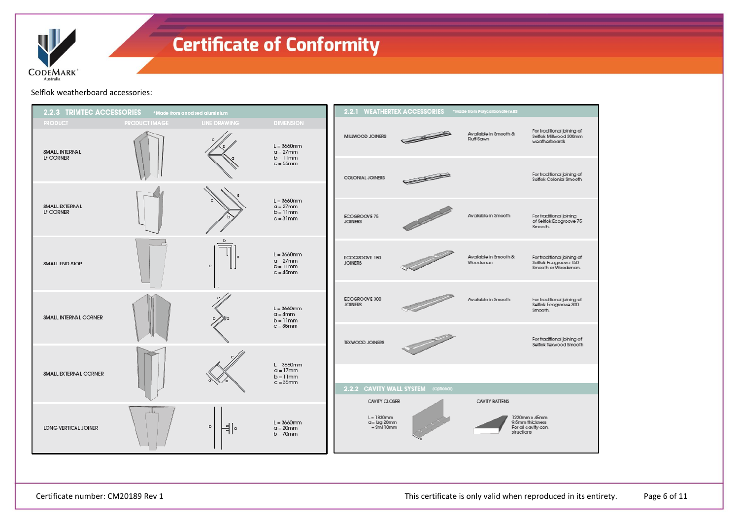# Certificate of Conformity

Selflok weatherboard accessories:

## 2.2.3 TRIMTEC ACCESSORIES *Made from anodised aluminium

| PRODUCT | PRODUCT IMAGE | LINE DRAWING | DIMENSION |
|---|---|---|---|
| SMALL INTERNAL LF CORNER | | | L = 3660mm<br>a = 27mm<br>b = 11mm<br>c = 55mm |
| SMALL EXTERNAL LF CORNER | | | L = 3660mm<br>a = 27mm<br>b = 11mm<br>c = 31mm |
| SMALL END STOP | | | L = 3660mm<br>a = 27mm<br>b = 11mm<br>c = 45mm |
| SMALL INTERNAL CORNER | | | L = 3660mm<br>a = 4mm<br>b = 11mm<br>c = 35mm |
| SMALL EXTERNAL CORNER | | | L = 3660mm<br>a = 17mm<br>b = 11mm<br>c = 35mm |
| LONG VERTICAL JOINER | | | L = 3660mm<br>a = 20mm<br>b = 70mm |

## 2.2.1 WEATHERTEX ACCESSORIES *Made from Polycarbonate/ABS

| Product | Availability | Use |
|---|---|---|
| MILLWOOD JOINERS | Available in Smooth & Ruff Sawn | For traditional joining of Selflok Millwood 300mm weatherboards |
| COLONIAL JOINERS | | For traditional joining of Selflok Colonial Smooth |
| ECOGROOVE 75 JOINERS | Available in Smooth | For traditional joining of Selflok Ecogroove 75 Smooth. |
| ECOGROOVE 150 JOINERS | Available in Smooth & Woodsman | For traditional joining of Selflok Ecogroove 150 Smooth or Woodsman. |
| ECOGROOVE 300 JOINERS | Available in Smooth | For traditional joining of Selflok Ecogroove 300 Smooth. |
| TEXWOOD JOINERS | | For traditional joining of Selflok Texwood Smooth |

## 2.2.2 CAVITY WALL SYSTEM (Optional)

| CAVITY CLOSER | CAVITY BATTENS |
|---|---|
| L = 1830mm<br>a= Lrg 20mm<br>– Sml 10mm | 1220mm x 45mm<br>9.5mm thickness<br>For all cavity constructions |

Certificate number: CM20189 Rev 1

This certificate is only valid when reproduced in its entirety.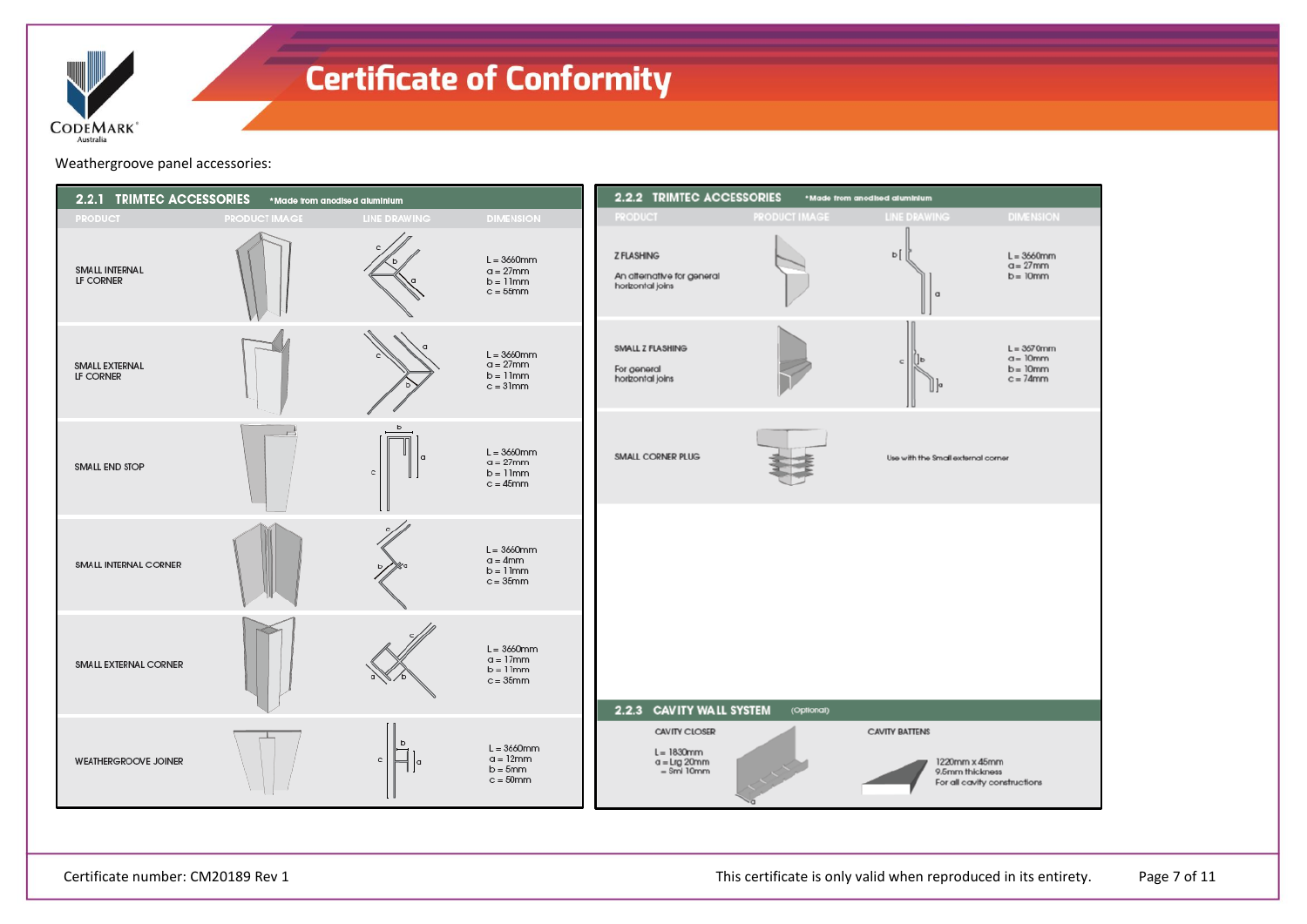Weathergroove panel accessories:

## 2.2.1 TRIMTEC ACCESSORIES *Made from anodised aluminium

| PRODUCT | PRODUCT IMAGE | LINE DRAWING | DIMENSION |
|---|---|---|---|
| SMALL INTERNAL LF CORNER | | | L = 3660mm<br>a = 27mm<br>b = 11mm<br>c = 55mm |
| SMALL EXTERNAL LF CORNER | | | L = 3660mm<br>a = 27mm<br>b = 11mm<br>c = 31mm |
| SMALL END STOP | | | L = 3660mm<br>a = 27mm<br>b = 11mm<br>c = 45mm |
| SMALL INTERNAL CORNER | | | L = 3660mm<br>a = 4mm<br>b = 11mm<br>c = 35mm |
| SMALL EXTERNAL CORNER | | | L = 3660mm<br>a = 17mm<br>b = 11mm<br>c = 35mm |
| WEATHERGROOVE JOINER | | | L = 3660mm<br>a = 12mm<br>b = 5mm<br>c = 50mm |

## 2.2.2 TRIMTEC ACCESSORIES *Made from anodised aluminium

| PRODUCT | PRODUCT IMAGE | LINE DRAWING | DIMENSION |
|---|---|---|---|
| Z FLASHING<br>An alternative for general horizontal joins | | | L = 3660mm<br>a = 27mm<br>b = 10mm |
| SMALL Z FLASHING<br>For general horizontal joins | | | L = 3670mm<br>a = 10mm<br>b = 10mm<br>c = 74mm |
| SMALL CORNER PLUG | | Use with the Small external corner | |

## 2.2.3 CAVITY WALL SYSTEM (Optional)

CAVITY CLOSER

L = 1830mm
a = Lrg 20mm
= Sml 10mm

CAVITY BATTENS

1220mm x 45mm
9.5mm thickness
For all cavity constructions

Certificate number: CM20189 Rev 1

This certificate is only valid when reproduced in its entirety.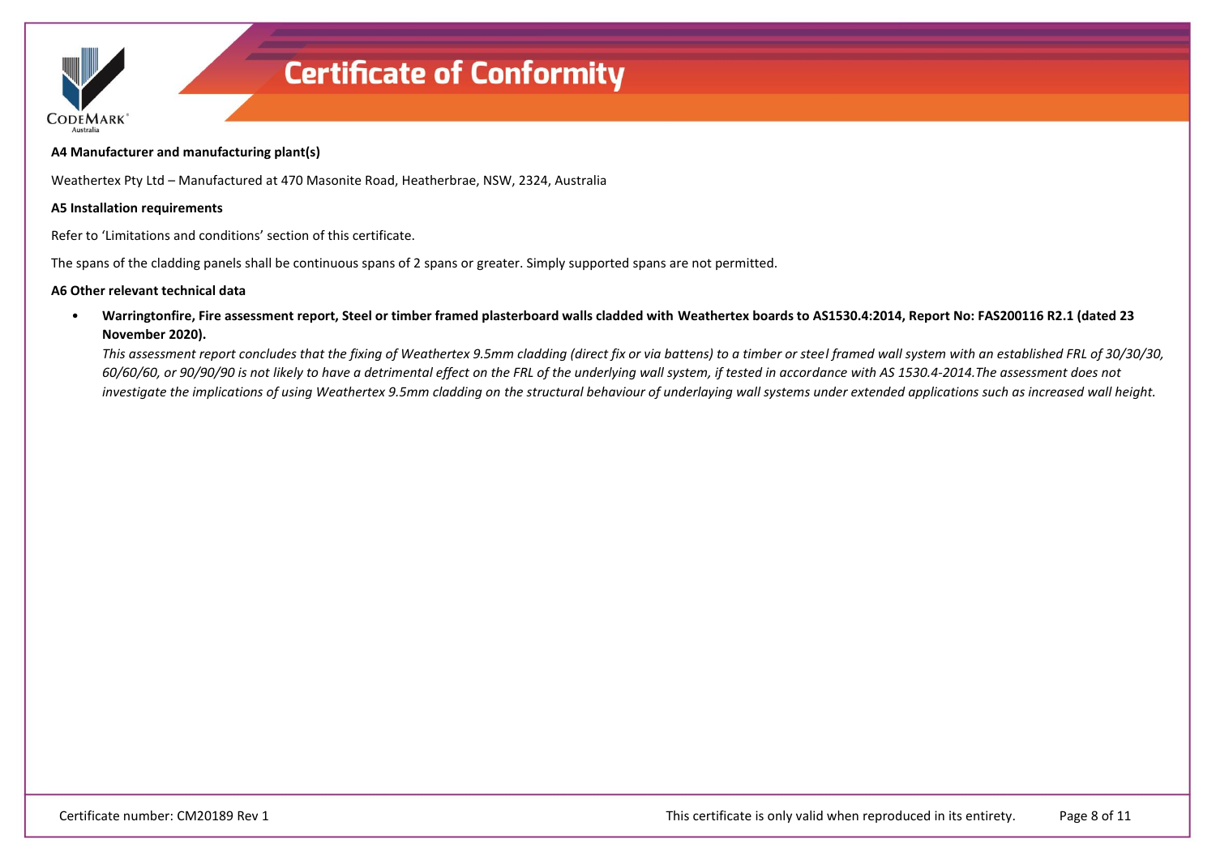#### A4 Manufacturer and manufacturing plant(s)

Weathertex Pty Ltd – Manufactured at 470 Masonite Road, Heatherbrae, NSW, 2324, Australia

#### A5 Installation requirements

Refer to 'Limitations and conditions' section of this certificate.

The spans of the cladding panels shall be continuous spans of 2 spans or greater. Simply supported spans are not permitted.

#### A6 Other relevant technical data

- **Warringtonfire, Fire assessment report, Steel or timber framed plasterboard walls cladded with Weathertex boards to AS1530.4:2014, Report No: FAS200116 R2.1 (dated 23 November 2020).**

  *This assessment report concludes that the fixing of Weathertex 9.5mm cladding (direct fix or via battens) to a timber or steel framed wall system with an established FRL of 30/30/30, 60/60/60, or 90/90/90 is not likely to have a detrimental effect on the FRL of the underlying wall system, if tested in accordance with AS 1530.4-2014.The assessment does not investigate the implications of using Weathertex 9.5mm cladding on the structural behaviour of underlaying wall systems under extended applications such as increased wall height.*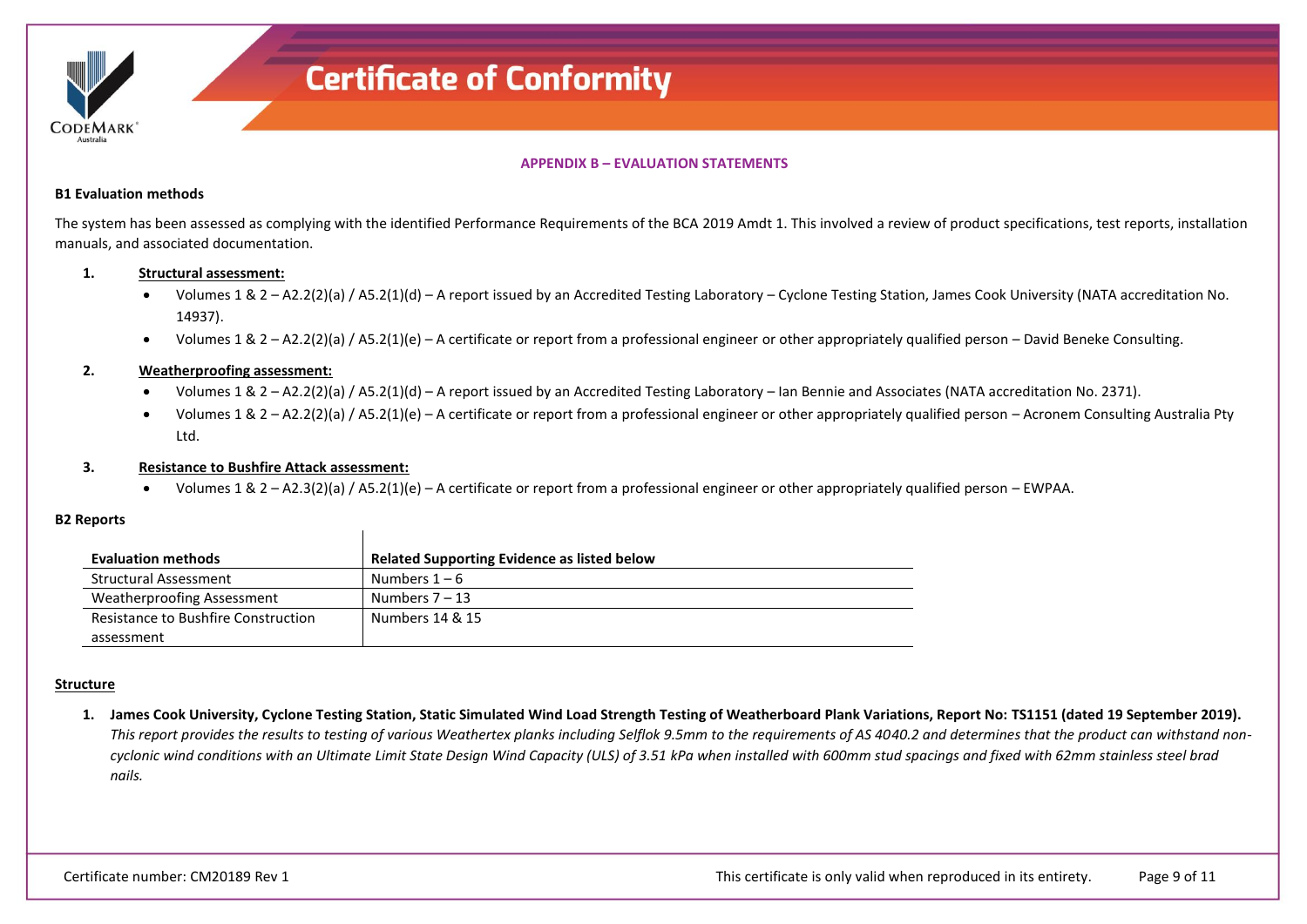# Certificate of Conformity

## APPENDIX B – EVALUATION STATEMENTS

### B1 Evaluation methods

The system has been assessed as complying with the identified Performance Requirements of the BCA 2019 Amdt 1. This involved a review of product specifications, test reports, installation manuals, and associated documentation.

1. **Structural assessment:**
   - Volumes 1 & 2 – A2.2(2)(a) / A5.2(1)(d) – A report issued by an Accredited Testing Laboratory – Cyclone Testing Station, James Cook University (NATA accreditation No. 14937).
   - Volumes 1 & 2 – A2.2(2)(a) / A5.2(1)(e) – A certificate or report from a professional engineer or other appropriately qualified person – David Beneke Consulting.

2. **Weatherproofing assessment:**
   - Volumes 1 & 2 – A2.2(2)(a) / A5.2(1)(d) – A report issued by an Accredited Testing Laboratory – Ian Bennie and Associates (NATA accreditation No. 2371).
   - Volumes 1 & 2 – A2.2(2)(a) / A5.2(1)(e) – A certificate or report from a professional engineer or other appropriately qualified person – Acronem Consulting Australia Pty Ltd.

3. **Resistance to Bushfire Attack assessment:**
   - Volumes 1 & 2 – A2.3(2)(a) / A5.2(1)(e) – A certificate or report from a professional engineer or other appropriately qualified person – EWPAA.

### B2 Reports

| Evaluation methods | Related Supporting Evidence as listed below |
|---|---|
| Structural Assessment | Numbers 1 – 6 |
| Weatherproofing Assessment | Numbers 7 – 13 |
| Resistance to Bushfire Construction assessment | Numbers 14 & 15 |

**Structure**

1. **James Cook University, Cyclone Testing Station, Static Simulated Wind Load Strength Testing of Weatherboard Plank Variations, Report No: TS1151 (dated 19 September 2019).**
   *This report provides the results to testing of various Weathertex planks including Selflok 9.5mm to the requirements of AS 4040.2 and determines that the product can withstand non-cyclonic wind conditions with an Ultimate Limit State Design Wind Capacity (ULS) of 3.51 kPa when installed with 600mm stud spacings and fixed with 62mm stainless steel brad nails.*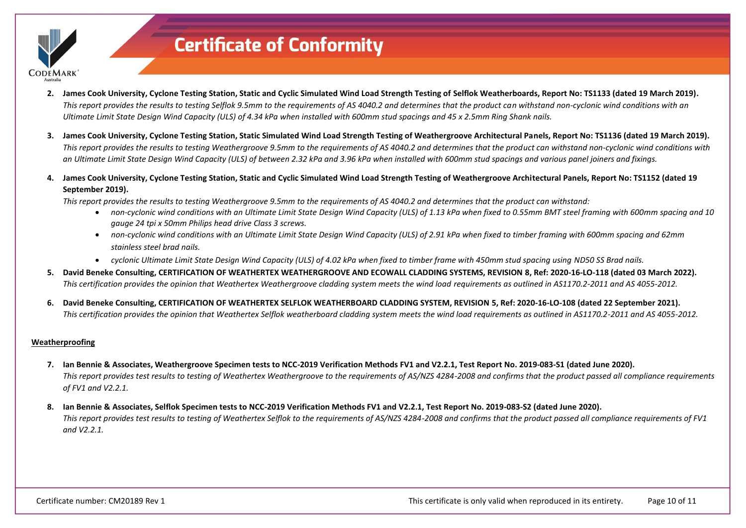2. **James Cook University, Cyclone Testing Station, Static and Cyclic Simulated Wind Load Strength Testing of Selflok Weatherboards, Report No: TS1133 (dated 19 March 2019).**
   *This report provides the results to testing Selflok 9.5mm to the requirements of AS 4040.2 and determines that the product can withstand non-cyclonic wind conditions with an Ultimate Limit State Design Wind Capacity (ULS) of 4.34 kPa when installed with 600mm stud spacings and 45 x 2.5mm Ring Shank nails.*

3. **James Cook University, Cyclone Testing Station, Static Simulated Wind Load Strength Testing of Weathergroove Architectural Panels, Report No: TS1136 (dated 19 March 2019).**
   *This report provides the results to testing Weathergroove 9.5mm to the requirements of AS 4040.2 and determines that the product can withstand non-cyclonic wind conditions with an Ultimate Limit State Design Wind Capacity (ULS) of between 2.32 kPa and 3.96 kPa when installed with 600mm stud spacings and various panel joiners and fixings.*

4. **James Cook University, Cyclone Testing Station, Static and Cyclic Simulated Wind Load Strength Testing of Weathergroove Architectural Panels, Report No: TS1152 (dated 19 September 2019).**
   *This report provides the results to testing Weathergroove 9.5mm to the requirements of AS 4040.2 and determines that the product can withstand:*
   - *non-cyclonic wind conditions with an Ultimate Limit State Design Wind Capacity (ULS) of 1.13 kPa when fixed to 0.55mm BMT steel framing with 600mm spacing and 10 gauge 24 tpi x 50mm Philips head drive Class 3 screws.*
   - *non-cyclonic wind conditions with an Ultimate Limit State Design Wind Capacity (ULS) of 2.91 kPa when fixed to timber framing with 600mm spacing and 62mm stainless steel brad nails.*
   - *cyclonic Ultimate Limit State Design Wind Capacity (ULS) of 4.02 kPa when fixed to timber frame with 450mm stud spacing using ND50 SS Brad nails.*

5. **David Beneke Consulting, CERTIFICATION OF WEATHERTEX WEATHERGROOVE AND ECOWALL CLADDING SYSTEMS, REVISION 8, Ref: 2020-16-LO-118 (dated 03 March 2022).**
   *This certification provides the opinion that Weathertex Weathergroove cladding system meets the wind load requirements as outlined in AS1170.2-2011 and AS 4055-2012.*

6. **David Beneke Consulting, CERTIFICATION OF WEATHERTEX SELFLOK WEATHERBOARD CLADDING SYSTEM, REVISION 5, Ref: 2020-16-LO-108 (dated 22 September 2021).**
   *This certification provides the opinion that Weathertex Selflok weatherboard cladding system meets the wind load requirements as outlined in AS1170.2-2011 and AS 4055-2012.*

**Weatherproofing**

7. **Ian Bennie & Associates, Weathergroove Specimen tests to NCC-2019 Verification Methods FV1 and V2.2.1, Test Report No. 2019-083-S1 (dated June 2020).**
   *This report provides test results to testing of Weathertex Weathergroove to the requirements of AS/NZS 4284-2008 and confirms that the product passed all compliance requirements of FV1 and V2.2.1.*

8. **Ian Bennie & Associates, Selflok Specimen tests to NCC-2019 Verification Methods FV1 and V2.2.1, Test Report No. 2019-083-S2 (dated June 2020).**
   *This report provides test results to testing of Weathertex Selflok to the requirements of AS/NZS 4284-2008 and confirms that the product passed all compliance requirements of FV1 and V2.2.1.*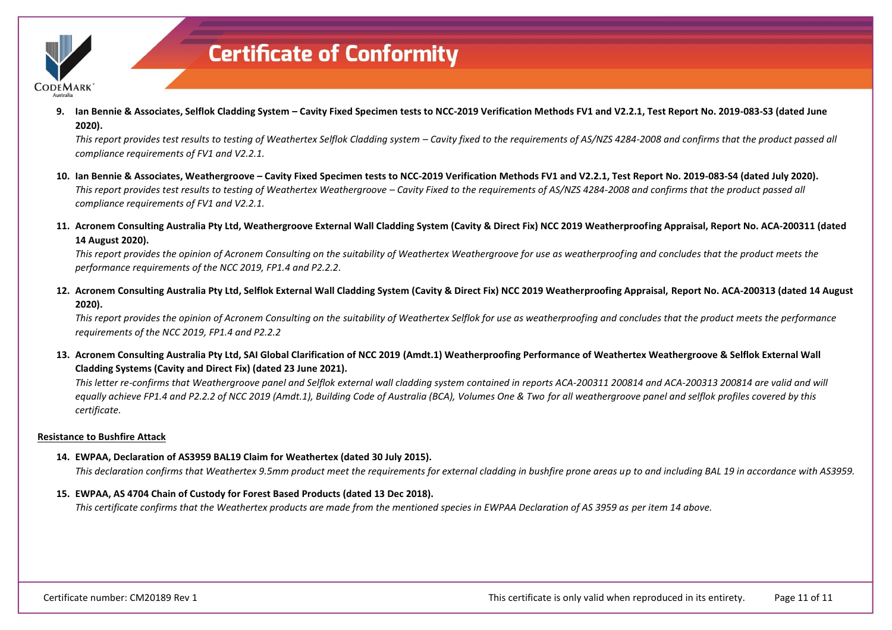9. **Ian Bennie & Associates, Selflok Cladding System – Cavity Fixed Specimen tests to NCC-2019 Verification Methods FV1 and V2.2.1, Test Report No. 2019-083-S3 (dated June 2020).**
   *This report provides test results to testing of Weathertex Selflok Cladding system – Cavity fixed to the requirements of AS/NZS 4284-2008 and confirms that the product passed all compliance requirements of FV1 and V2.2.1.*

10. **Ian Bennie & Associates, Weathergroove – Cavity Fixed Specimen tests to NCC-2019 Verification Methods FV1 and V2.2.1, Test Report No. 2019-083-S4 (dated July 2020).**
    *This report provides test results to testing of Weathertex Weathergroove – Cavity Fixed to the requirements of AS/NZS 4284-2008 and confirms that the product passed all compliance requirements of FV1 and V2.2.1.*

11. **Acronem Consulting Australia Pty Ltd, Weathergroove External Wall Cladding System (Cavity & Direct Fix) NCC 2019 Weatherproofing Appraisal, Report No. ACA-200311 (dated 14 August 2020).**
    *This report provides the opinion of Acronem Consulting on the suitability of Weathertex Weathergroove for use as weatherproofing and concludes that the product meets the performance requirements of the NCC 2019, FP1.4 and P2.2.2.*

12. **Acronem Consulting Australia Pty Ltd, Selflok External Wall Cladding System (Cavity & Direct Fix) NCC 2019 Weatherproofing Appraisal, Report No. ACA-200313 (dated 14 August 2020).**
    *This report provides the opinion of Acronem Consulting on the suitability of Weathertex Selflok for use as weatherproofing and concludes that the product meets the performance requirements of the NCC 2019, FP1.4 and P2.2.2*

13. **Acronem Consulting Australia Pty Ltd, SAI Global Clarification of NCC 2019 (Amdt.1) Weatherproofing Performance of Weathertex Weathergroove & Selflok External Wall Cladding Systems (Cavity and Direct Fix) (dated 23 June 2021).**
    *This letter re-confirms that Weathergroove panel and Selflok external wall cladding system contained in reports ACA-200311 200814 and ACA-200313 200814 are valid and will equally achieve FP1.4 and P2.2.2 of NCC 2019 (Amdt.1), Building Code of Australia (BCA), Volumes One & Two for all weathergroove panel and selflok profiles covered by this certificate.*

**Resistance to Bushfire Attack**

14. **EWPAA, Declaration of AS3959 BAL19 Claim for Weathertex (dated 30 July 2015).**
    *This declaration confirms that Weathertex 9.5mm product meet the requirements for external cladding in bushfire prone areas up to and including BAL 19 in accordance with AS3959.*

15. **EWPAA, AS 4704 Chain of Custody for Forest Based Products (dated 13 Dec 2018).**
    *This certificate confirms that the Weathertex products are made from the mentioned species in EWPAA Declaration of AS 3959 as per item 14 above.*

Certificate number: CM20189 Rev 1

This certificate is only valid when reproduced in its entirety.